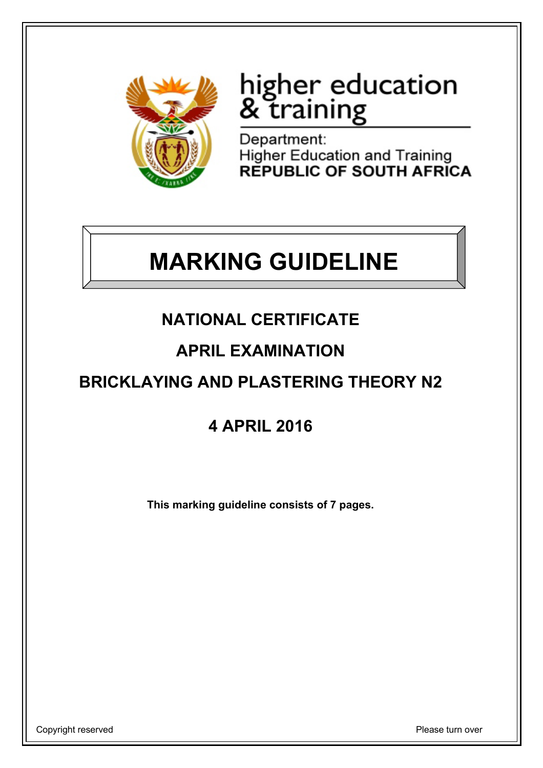higher education & training

Department:
Higher Education and Training
**REPUBLIC OF SOUTH AFRICA**

# MARKING GUIDELINE

## NATIONAL CERTIFICATE

## APRIL EXAMINATION

## BRICKLAYING AND PLASTERING THEORY N2

## 4 APRIL 2016

**This marking guideline consists of 7 pages.**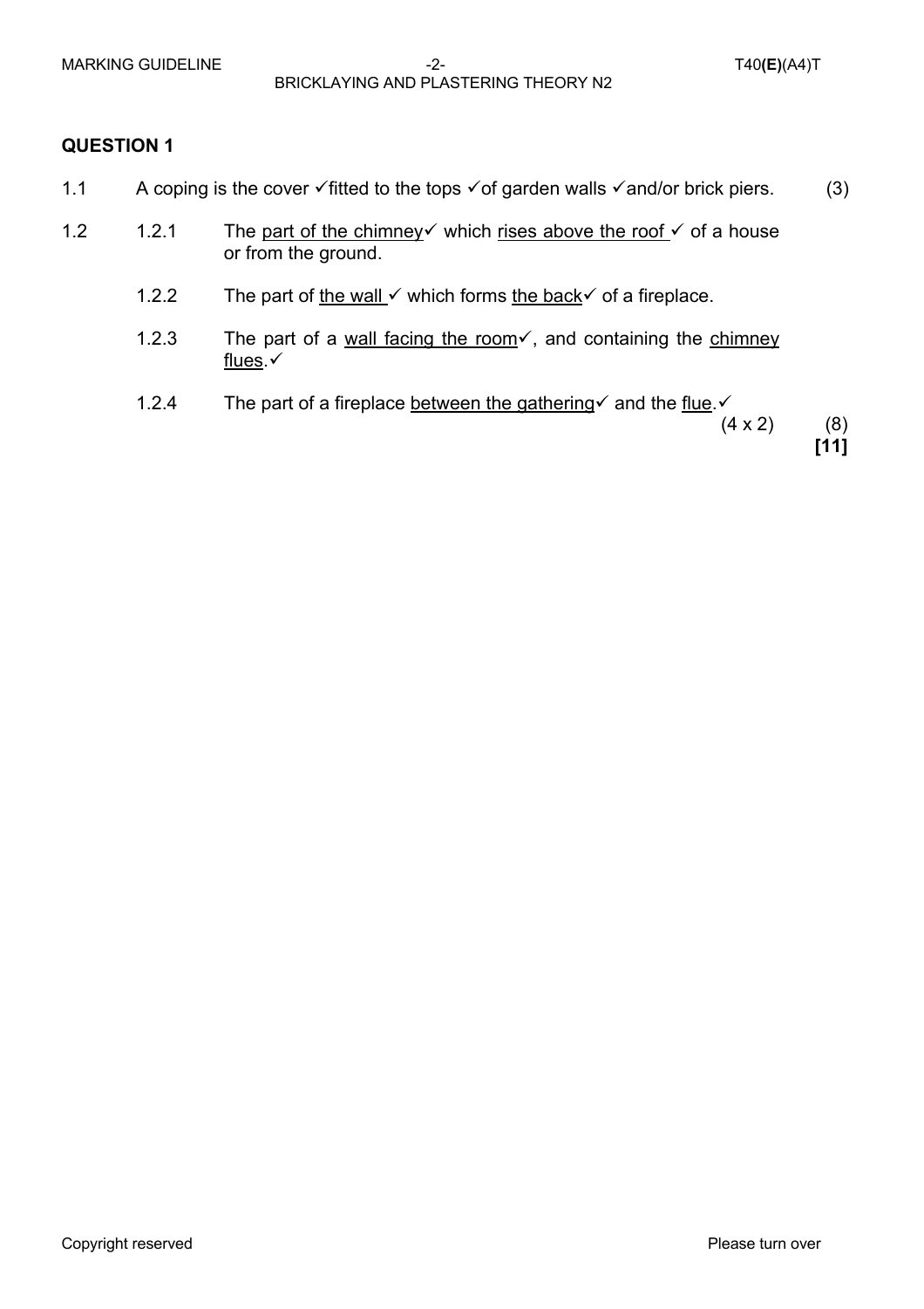## QUESTION 1

1.1 A coping is the cover ✓fitted to the tops ✓of garden walls ✓and/or brick piers. (3)

1.2

1.2.1 The part of the chimney✓ which rises above the roof ✓ of a house or from the ground.

1.2.2 The part of the wall ✓ which forms the back✓ of a fireplace.

1.2.3 The part of a wall facing the room✓, and containing the chimney flues.✓

1.2.4 The part of a fireplace between the gathering✓ and the flue.✓

(4 x 2) (8)

**[11]**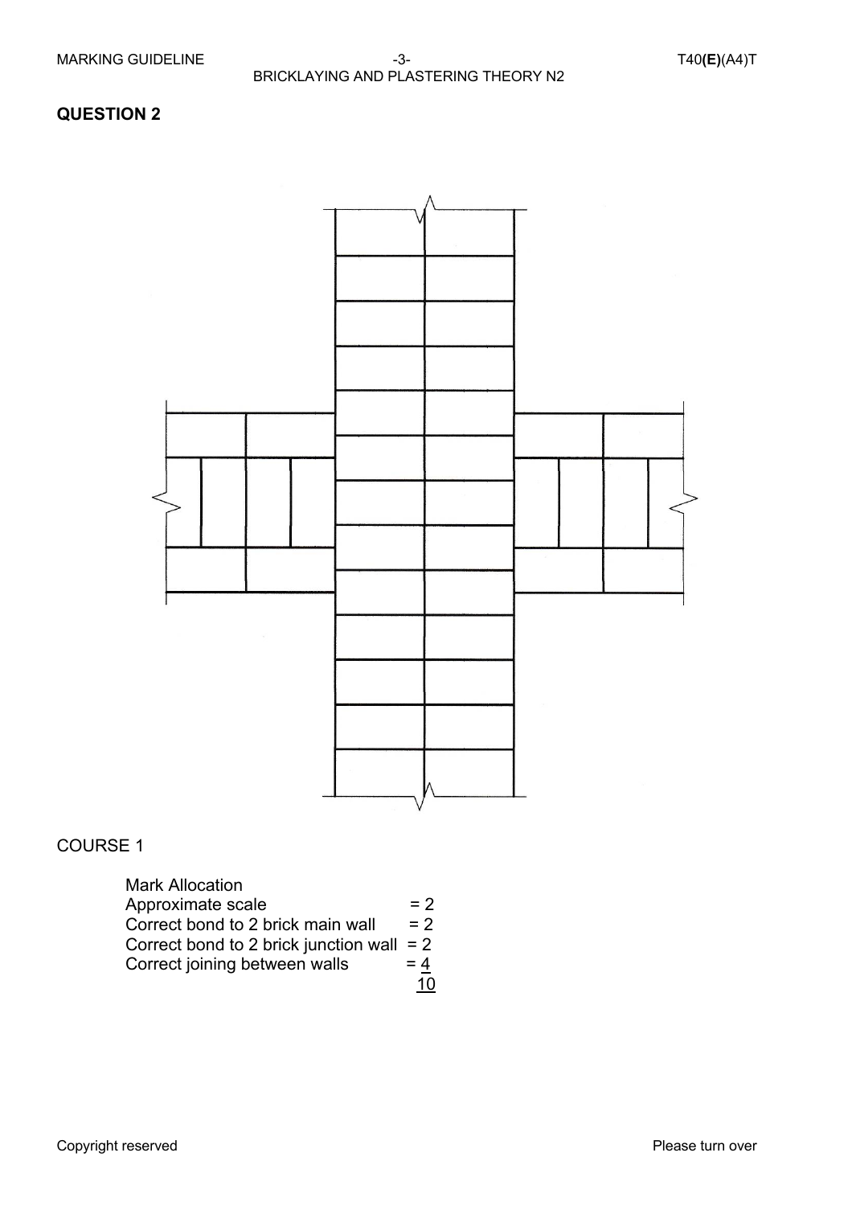## QUESTION 2

COURSE 1

Mark Allocation

| | |
|---|---|
| Approximate scale | = 2 |
| Correct bond to 2 brick main wall | = 2 |
| Correct bond to 2 brick junction wall | = 2 |
| Correct joining between walls | = 4 |
| | 10 |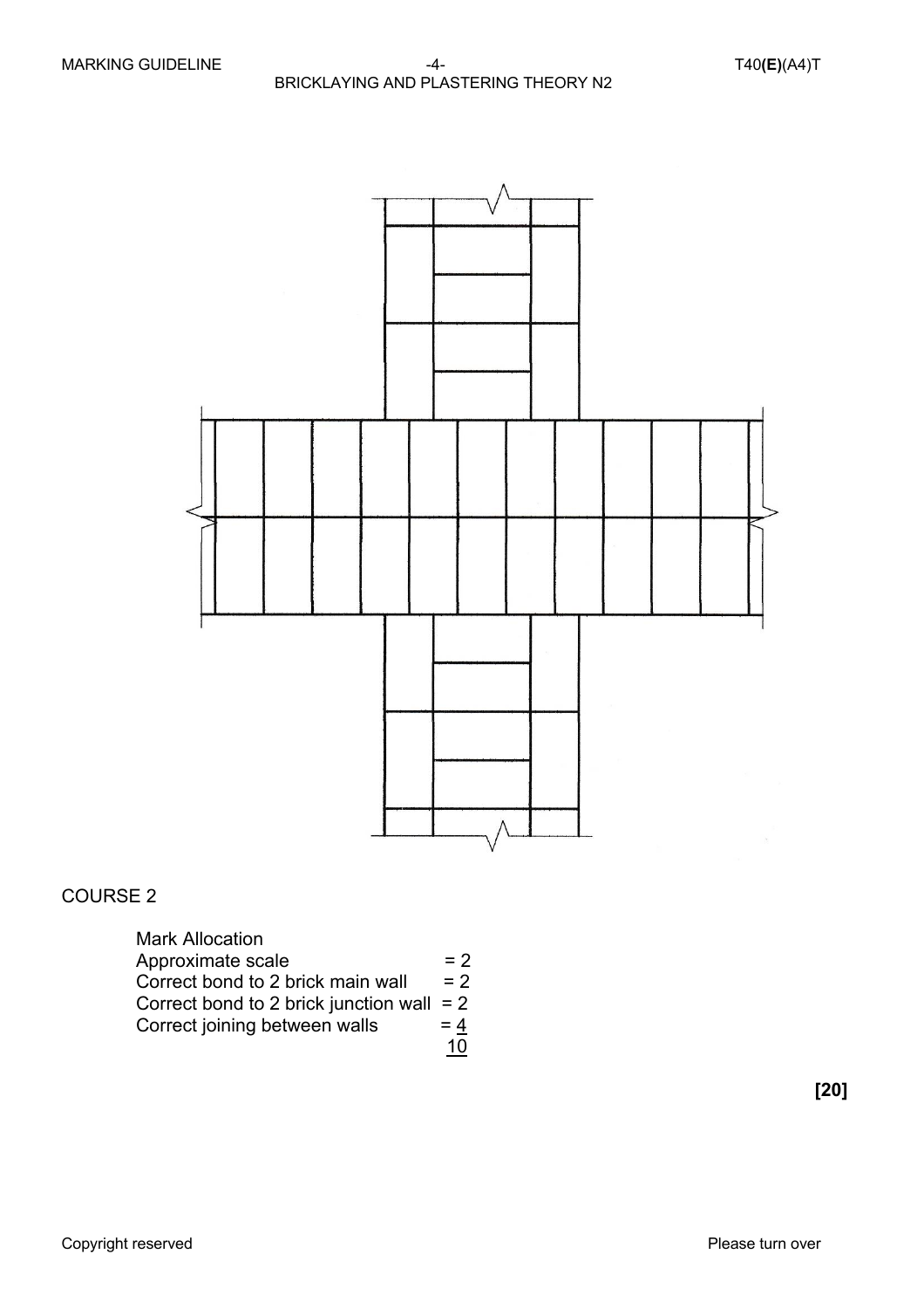COURSE 2

Mark Allocation

| | |
|---|---|
| Approximate scale | = 2 |
| Correct bond to 2 brick main wall | = 2 |
| Correct bond to 2 brick junction wall | = 2 |
| Correct joining between walls | = 4 |
| | 10 |

**[20]**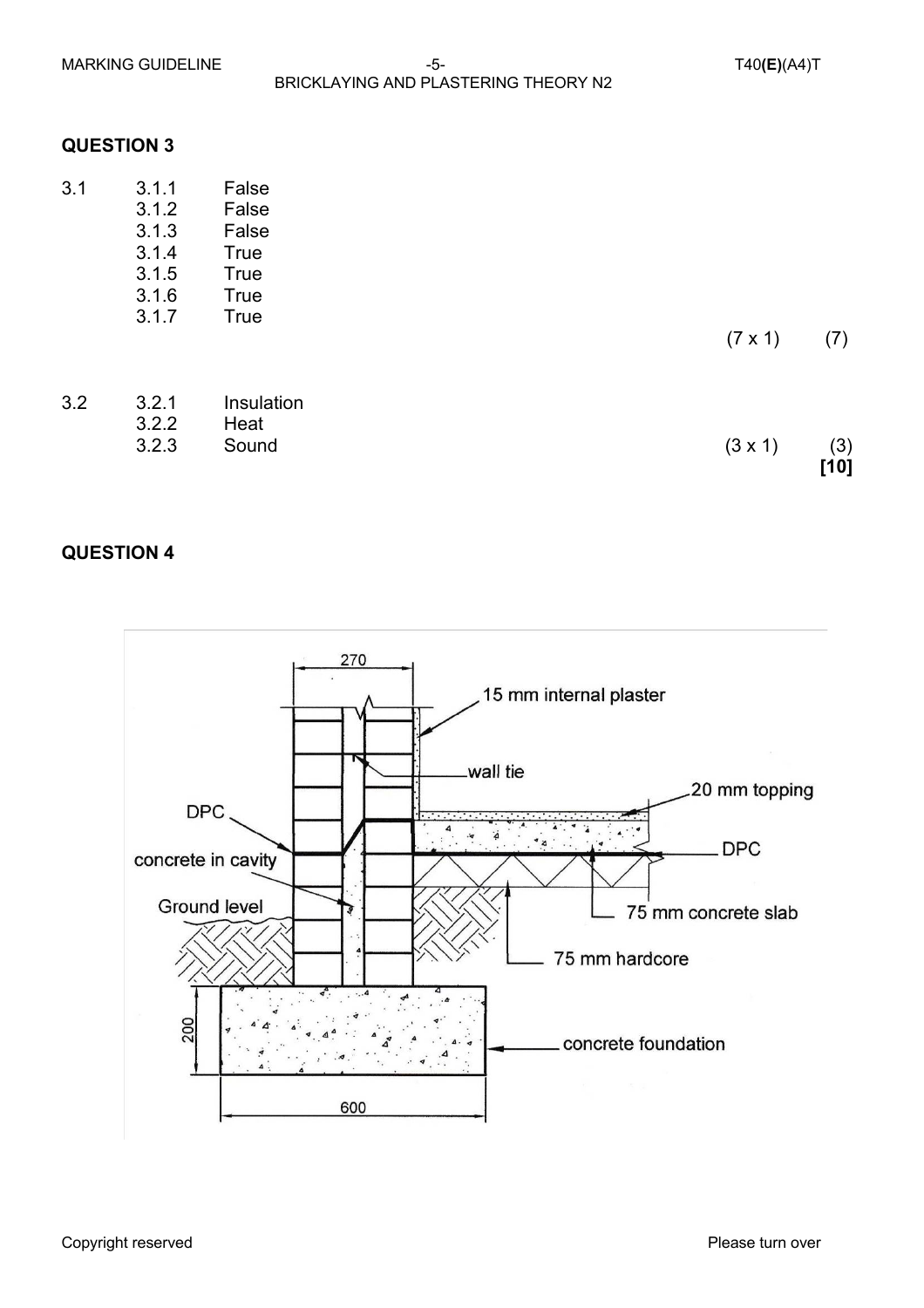## QUESTION 3

| | | | | |
|---|---|---|---|---|
| 3.1 | 3.1.1 | False | | |
| | 3.1.2 | False | | |
| | 3.1.3 | False | | |
| | 3.1.4 | True | | |
| | 3.1.5 | True | | |
| | 3.1.6 | True | | |
| | 3.1.7 | True | | |
| | | | (7 x 1) | (7) |
| 3.2 | 3.2.1 | Insulation | | |
| | 3.2.2 | Heat | | |
| | 3.2.3 | Sound | (3 x 1) | (3) |
| | | | | **[10]** |

## QUESTION 4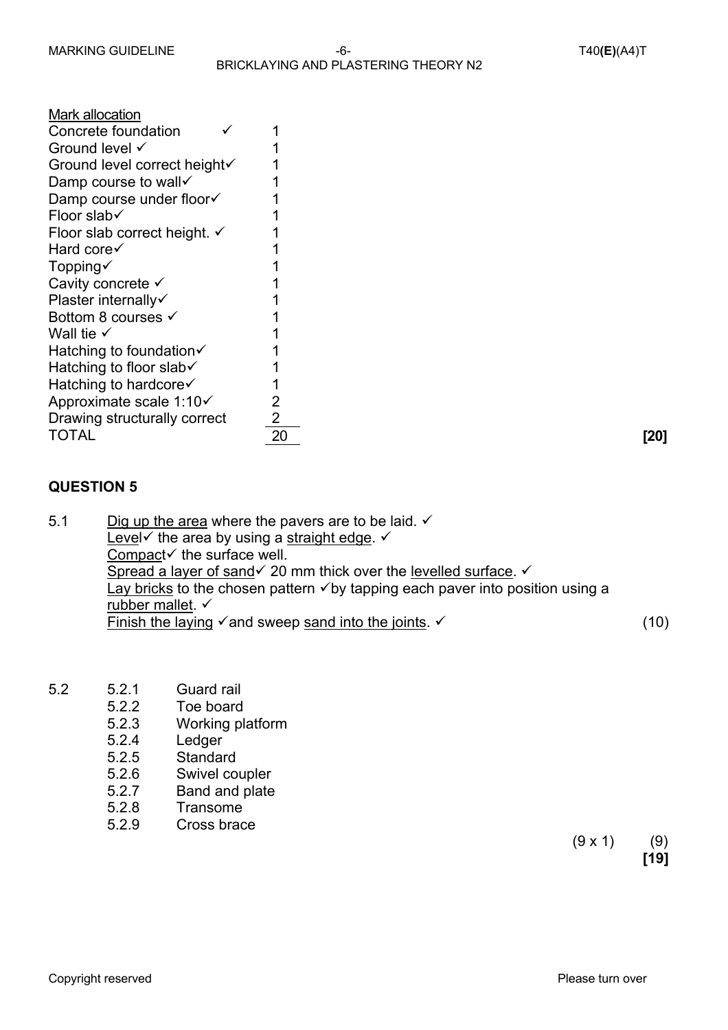<u>Mark allocation</u>

| | |
|---|---|
| Concrete foundation ✓ | 1 |
| Ground level ✓ | 1 |
| Ground level correct height✓ | 1 |
| Damp course to wall✓ | 1 |
| Damp course under floor✓ | 1 |
| Floor slab✓ | 1 |
| Floor slab correct height. ✓ | 1 |
| Hard core✓ | 1 |
| Topping✓ | 1 |
| Cavity concrete ✓ | 1 |
| Plaster internally✓ | 1 |
| Bottom 8 courses ✓ | 1 |
| Wall tie ✓ | 1 |
| Hatching to foundation✓ | 1 |
| Hatching to floor slab✓ | 1 |
| Hatching to hardcore✓ | 1 |
| Approximate scale 1:10✓ | 2 |
| Drawing structurally correct | 2 |
| TOTAL | 20 |

**[20]**

## QUESTION 5

5.1 <u>Dig up the area</u> where the pavers are to be laid. ✓
<u>Level</u>✓ the area by using a <u>straight edge</u>. ✓
<u>Compact</u>✓ the surface well.
<u>Spread a layer of sand</u>✓ 20 mm thick over the <u>levelled surface</u>. ✓
<u>Lay bricks</u> to the chosen pattern ✓by tapping each paver into position using a <u>rubber mallet</u>. ✓
<u>Finish the laying</u> ✓and sweep <u>sand into the joints</u>. ✓ (10)

5.2
- 5.2.1 Guard rail
- 5.2.2 Toe board
- 5.2.3 Working platform
- 5.2.4 Ledger
- 5.2.5 Standard
- 5.2.6 Swivel coupler
- 5.2.7 Band and plate
- 5.2.8 Transome
- 5.2.9 Cross brace

(9 x 1) (9)
**[19]**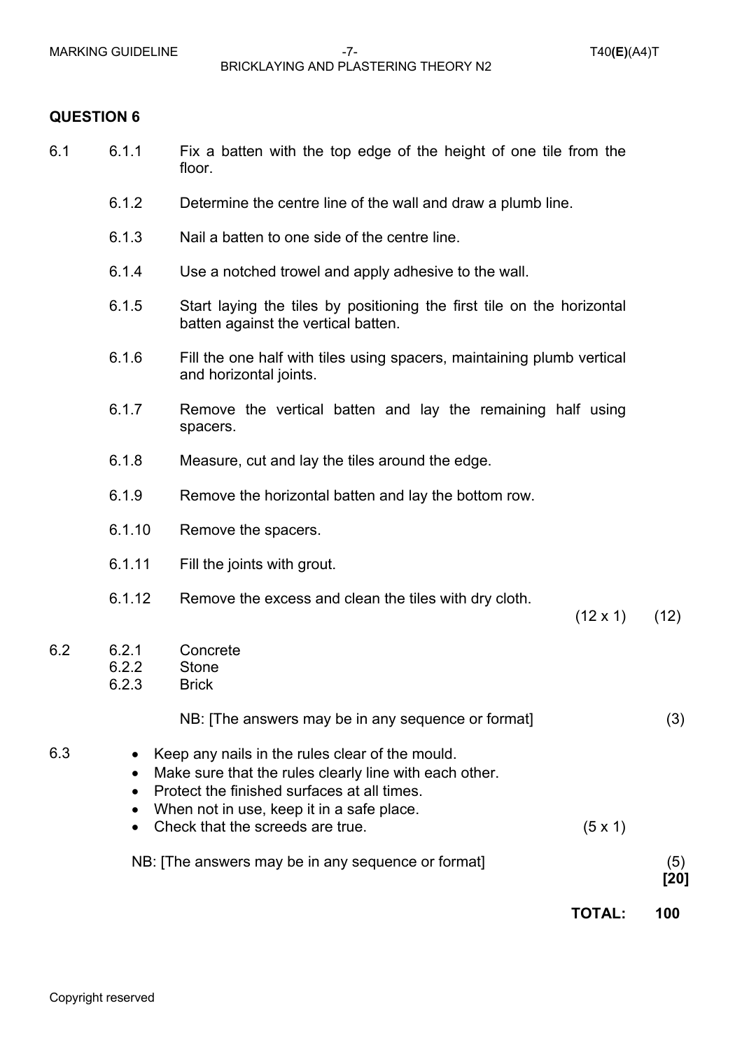## QUESTION 6

6.1

6.1.1 Fix a batten with the top edge of the height of one tile from the floor.

6.1.2 Determine the centre line of the wall and draw a plumb line.

6.1.3 Nail a batten to one side of the centre line.

6.1.4 Use a notched trowel and apply adhesive to the wall.

6.1.5 Start laying the tiles by positioning the first tile on the horizontal batten against the vertical batten.

6.1.6 Fill the one half with tiles using spacers, maintaining plumb vertical and horizontal joints.

6.1.7 Remove the vertical batten and lay the remaining half using spacers.

6.1.8 Measure, cut and lay the tiles around the edge.

6.1.9 Remove the horizontal batten and lay the bottom row.

6.1.10 Remove the spacers.

6.1.11 Fill the joints with grout.

6.1.12 Remove the excess and clean the tiles with dry cloth.

(12 x 1) (12)

6.2

6.2.1 Concrete
6.2.2 Stone
6.2.3 Brick

NB: [The answers may be in any sequence or format] (3)

6.3

- Keep any nails in the rules clear of the mould.
- Make sure that the rules clearly line with each other.
- Protect the finished surfaces at all times.
- When not in use, keep it in a safe place.
- Check that the screeds are true. (5 x 1)

NB: [The answers may be in any sequence or format] (5)

**[20]**

**TOTAL: 100**

Copyright reserved